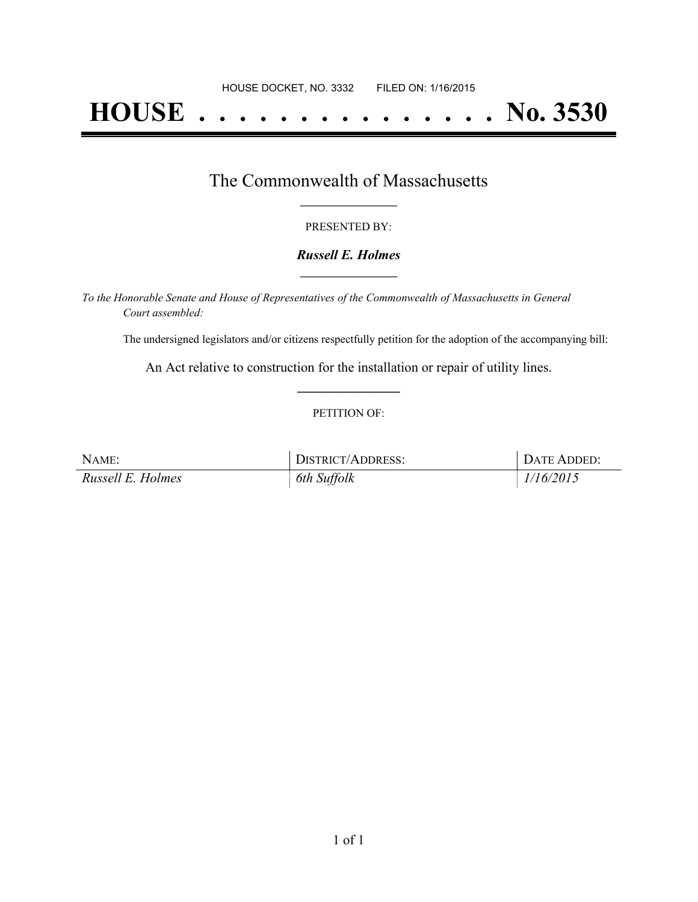HOUSE DOCKET, NO. 3332 FILED ON: 1/16/2015

# HOUSE . . . . . . . . . . . . . . . No. 3530

## The Commonwealth of Massachusetts

PRESENTED BY:

***Russell E. Holmes***

*To the Honorable Senate and House of Representatives of the Commonwealth of Massachusetts in General Court assembled:*

The undersigned legislators and/or citizens respectfully petition for the adoption of the accompanying bill:

An Act relative to construction for the installation or repair of utility lines.

PETITION OF:

| NAME: | DISTRICT/ADDRESS: | DATE ADDED: |
|---|---|---|
| *Russell E. Holmes* | *6th Suffolk* | *1/16/2015* |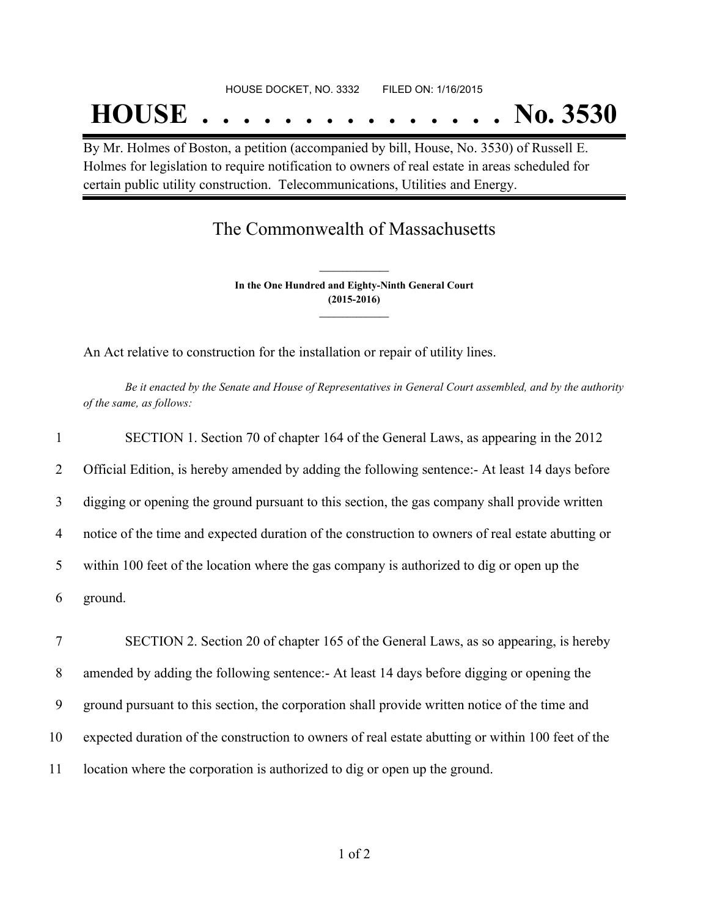HOUSE DOCKET, NO. 3332 FILED ON: 1/16/2015

# HOUSE . . . . . . . . . . . . . . . No. 3530

By Mr. Holmes of Boston, a petition (accompanied by bill, House, No. 3530) of Russell E. Holmes for legislation to require notification to owners of real estate in areas scheduled for certain public utility construction. Telecommunications, Utilities and Energy.

## The Commonwealth of Massachusetts

**In the One Hundred and Eighty-Ninth General Court**
**(2015-2016)**

An Act relative to construction for the installation or repair of utility lines.

*Be it enacted by the Senate and House of Representatives in General Court assembled, and by the authority of the same, as follows:*

1 SECTION 1. Section 70 of chapter 164 of the General Laws, as appearing in the 2012
2 Official Edition, is hereby amended by adding the following sentence:- At least 14 days before
3 digging or opening the ground pursuant to this section, the gas company shall provide written
4 notice of the time and expected duration of the construction to owners of real estate abutting or
5 within 100 feet of the location where the gas company is authorized to dig or open up the
6 ground.

7 SECTION 2. Section 20 of chapter 165 of the General Laws, as so appearing, is hereby
8 amended by adding the following sentence:- At least 14 days before digging or opening the
9 ground pursuant to this section, the corporation shall provide written notice of the time and
10 expected duration of the construction to owners of real estate abutting or within 100 feet of the
11 location where the corporation is authorized to dig or open up the ground.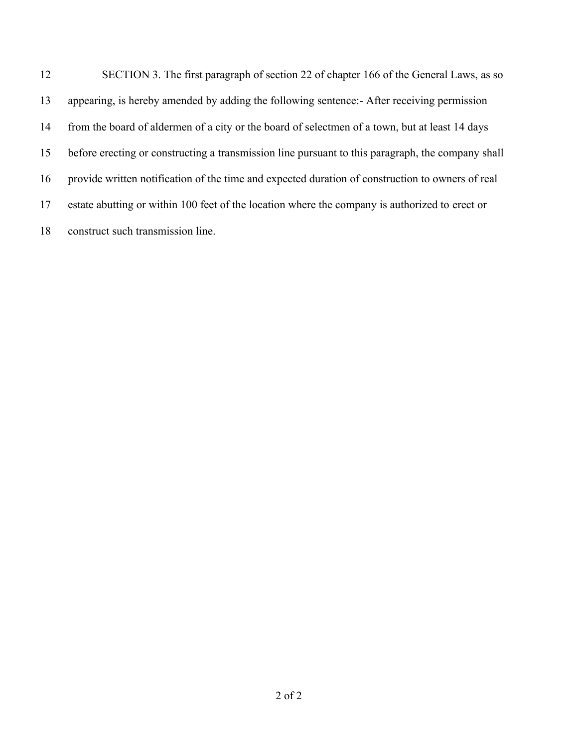SECTION 3. The first paragraph of section 22 of chapter 166 of the General Laws, as so appearing, is hereby amended by adding the following sentence:- After receiving permission from the board of aldermen of a city or the board of selectmen of a town, but at least 14 days before erecting or constructing a transmission line pursuant to this paragraph, the company shall provide written notification of the time and expected duration of construction to owners of real estate abutting or within 100 feet of the location where the company is authorized to erect or construct such transmission line.